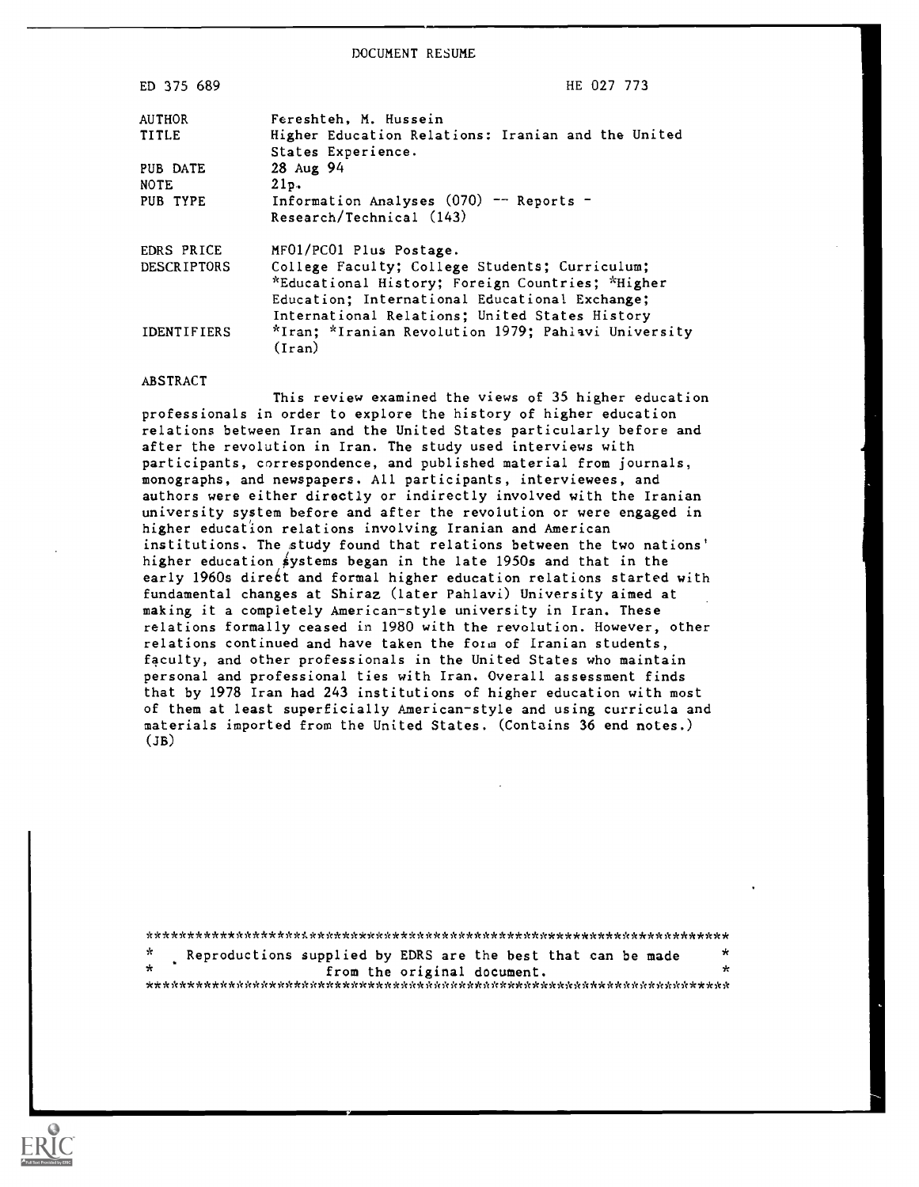DOCUMENT RESUME

| | |
|---|---|
| ED 375 689 | HE 027 773 |
| AUTHOR | Fereshteh, M. Hussein |
| TITLE | Higher Education Relations: Iranian and the United States Experience. |
| PUB DATE | 28 Aug 94 |
| NOTE | 21p. |
| PUB TYPE | Information Analyses (070) -- Reports - Research/Technical (143) |
| EDRS PRICE | MF01/PC01 Plus Postage. |
| DESCRIPTORS | College Faculty; College Students; Curriculum; *Educational History; Foreign Countries; *Higher Education; International Educational Exchange; International Relations; United States History |
| IDENTIFIERS | *Iran; *Iranian Revolution 1979; Pahlavi University (Iran) |

ABSTRACT

This review examined the views of 35 higher education professionals in order to explore the history of higher education relations between Iran and the United States particularly before and after the revolution in Iran. The study used interviews with participants, correspondence, and published material from journals, monographs, and newspapers. All participants, interviewees, and authors were either directly or indirectly involved with the Iranian university system before and after the revolution or were engaged in higher education relations involving Iranian and American institutions. The study found that relations between the two nations' higher education systems began in the late 1950s and that in the early 1960s direct and formal higher education relations started with fundamental changes at Shiraz (later Pahlavi) University aimed at making it a completely American-style university in Iran. These relations formally ceased in 1980 with the revolution. However, other relations continued and have taken the form of Iranian students, faculty, and other professionals in the United States who maintain personal and professional ties with Iran. Overall assessment finds that by 1978 Iran had 243 institutions of higher education with most of them at least superficially American-style and using curricula and materials imported from the United States. (Contains 36 end notes.) (JB)

***********************************************************************
\* Reproductions supplied by EDRS are the best that can be made \*
\* from the original document. \*
***********************************************************************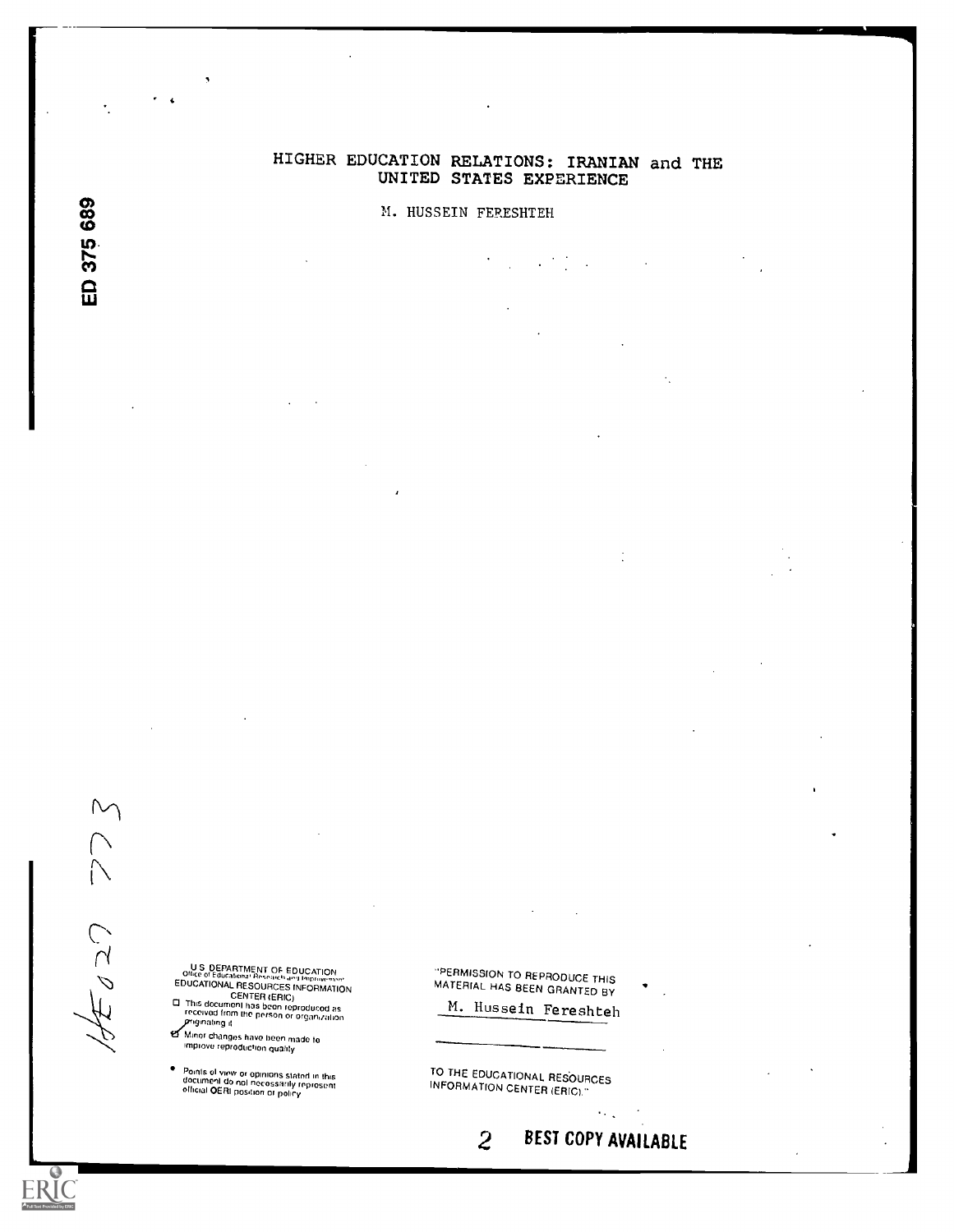# HIGHER EDUCATION RELATIONS: IRANIAN and THE UNITED STATES EXPERIENCE

M. HUSSEIN FERESHTEH

ED 375 689

HE 027 773

U.S. DEPARTMENT OF EDUCATION
Office of Educational Research and Improvement
EDUCATIONAL RESOURCES INFORMATION CENTER (ERIC)

- This document has been reproduced as received from the person or organization originating it.
- Minor changes have been made to improve reproduction quality.
- Points of view or opinions stated in this document do not necessarily represent official OERI position or policy.

"PERMISSION TO REPRODUCE THIS MATERIAL HAS BEEN GRANTED BY

M. Hussein Fereshteh

TO THE EDUCATIONAL RESOURCES INFORMATION CENTER (ERIC)."

BEST COPY AVAILABLE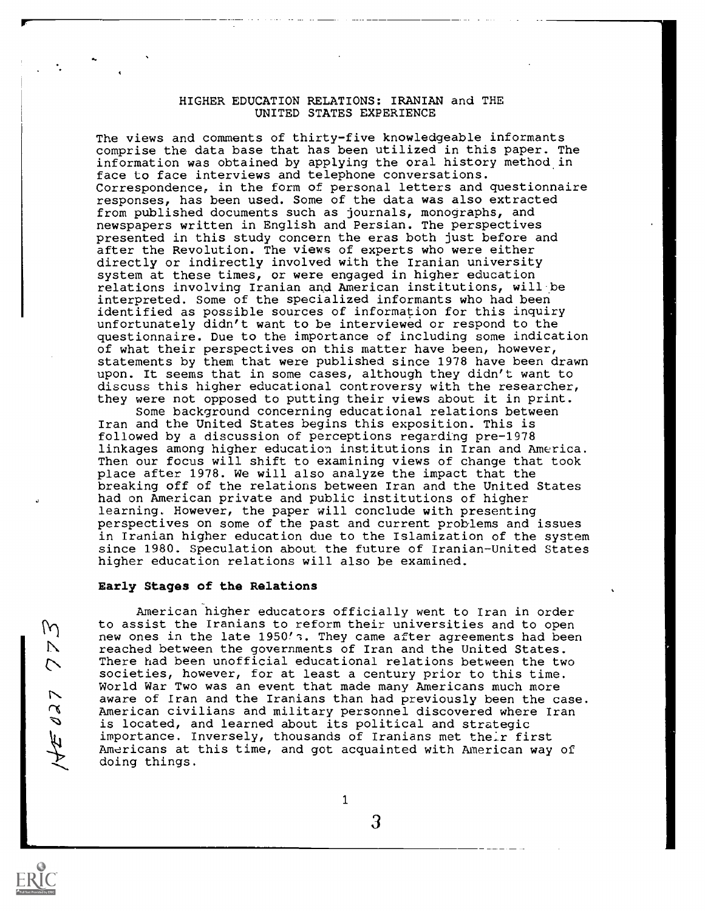# HIGHER EDUCATION RELATIONS: IRANIAN and THE UNITED STATES EXPERIENCE

The views and comments of thirty-five knowledgeable informants comprise the data base that has been utilized in this paper. The information was obtained by applying the oral history method in face to face interviews and telephone conversations. Correspondence, in the form of personal letters and questionnaire responses, has been used. Some of the data was also extracted from published documents such as journals, monographs, and newspapers written in English and Persian. The perspectives presented in this study concern the eras both just before and after the Revolution. The views of experts who were either directly or indirectly involved with the Iranian university system at these times, or were engaged in higher education relations involving Iranian and American institutions, will be interpreted. Some of the specialized informants who had been identified as possible sources of information for this inquiry unfortunately didn't want to be interviewed or respond to the questionnaire. Due to the importance of including some indication of what their perspectives on this matter have been, however, statements by them that were published since 1978 have been drawn upon. It seems that in some cases, although they didn't want to discuss this higher educational controversy with the researcher, they were not opposed to putting their views about it in print.

Some background concerning educational relations between Iran and the United States begins this exposition. This is followed by a discussion of perceptions regarding pre-1978 linkages among higher education institutions in Iran and America. Then our focus will shift to examining views of change that took place after 1978. We will also analyze the impact that the breaking off of the relations between Iran and the United States had on American private and public institutions of higher learning. However, the paper will conclude with presenting perspectives on some of the past and current problems and issues in Iranian higher education due to the Islamization of the system since 1980. Speculation about the future of Iranian-United States higher education relations will also be examined.

**Early Stages of the Relations**

American higher educators officially went to Iran in order to assist the Iranians to reform their universities and to open new ones in the late 1950's. They came after agreements had been reached between the governments of Iran and the United States. There had been unofficial educational relations between the two societies, however, for at least a century prior to this time. World War Two was an event that made many Americans much more aware of Iran and the Iranians than had previously been the case. American civilians and military personnel discovered where Iran is located, and learned about its political and strategic importance. Inversely, thousands of Iranians met their first Americans at this time, and got acquainted with American way of doing things.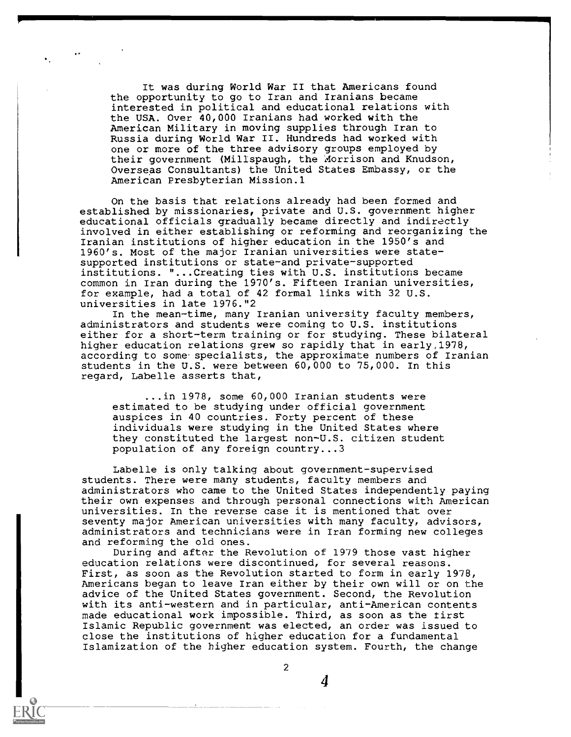It was during World War II that Americans found the opportunity to go to Iran and Iranians became interested in political and educational relations with the USA. Over 40,000 Iranians had worked with the American Military in moving supplies through Iran to Russia during World War II. Hundreds had worked with one or more of the three advisory groups employed by their government (Millspaugh, the Morrison and Knudson, Overseas Consultants) the United States Embassy, or the American Presbyterian Mission.[1]

On the basis that relations already had been formed and established by missionaries, private and U.S. government higher educational officials gradually became directly and indirectly involved in either establishing or reforming and reorganizing the Iranian institutions of higher education in the 1950's and 1960's. Most of the major Iranian universities were state-supported institutions or state-and private-supported institutions. "...Creating ties with U.S. institutions became common in Iran during the 1970's. Fifteen Iranian universities, for example, had a total of 42 formal links with 32 U.S. universities in late 1976."[2]

In the mean-time, many Iranian university faculty members, administrators and students were coming to U.S. institutions either for a short-term training or for studying. These bilateral higher education relations grew so rapidly that in early 1978, according to some specialists, the approximate numbers of Iranian students in the U.S. were between 60,000 to 75,000. In this regard, Labelle asserts that,

> ...in 1978, some 60,000 Iranian students were estimated to be studying under official government auspices in 40 countries. Forty percent of these individuals were studying in the United States where they constituted the largest non-U.S. citizen student population of any foreign country...[3]

Labelle is only talking about government-supervised students. There were many students, faculty members and administrators who came to the United States independently paying their own expenses and through personal connections with American universities. In the reverse case it is mentioned that over seventy major American universities with many faculty, advisors, administrators and technicians were in Iran forming new colleges and reforming the old ones.

During and after the Revolution of 1979 those vast higher education relations were discontinued, for several reasons. First, as soon as the Revolution started to form in early 1978, Americans began to leave Iran either by their own will or on the advice of the United States government. Second, the Revolution with its anti-western and in particular, anti-American contents made educational work impossible. Third, as soon as the first Islamic Republic government was elected, an order was issued to close the institutions of higher education for a fundamental Islamization of the higher education system. Fourth, the change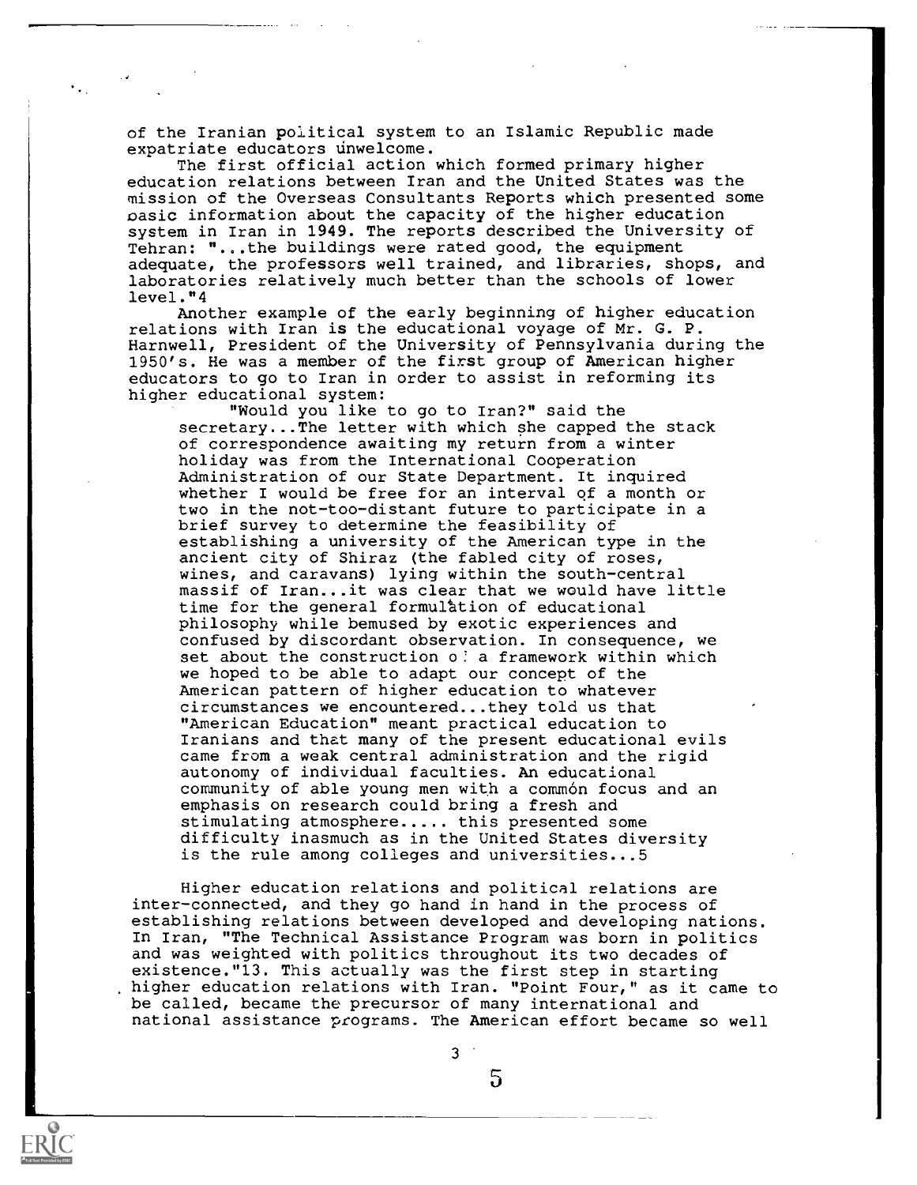of the Iranian political system to an Islamic Republic made expatriate educators unwelcome.

The first official action which formed primary higher education relations between Iran and the United States was the mission of the Overseas Consultants Reports which presented some basic information about the capacity of the higher education system in Iran in 1949. The reports described the University of Tehran: "...the buildings were rated good, the equipment adequate, the professors well trained, and libraries, shops, and laboratories relatively much better than the schools of lower level."4

Another example of the early beginning of higher education relations with Iran is the educational voyage of Mr. G. P. Harnwell, President of the University of Pennsylvania during the 1950's. He was a member of the first group of American higher educators to go to Iran in order to assist in reforming its higher educational system:

> "Would you like to go to Iran?" said the secretary...The letter with which she capped the stack of correspondence awaiting my return from a winter holiday was from the International Cooperation Administration of our State Department. It inquired whether I would be free for an interval of a month or two in the not-too-distant future to participate in a brief survey to determine the feasibility of establishing a university of the American type in the ancient city of Shiraz (the fabled city of roses, wines, and caravans) lying within the south-central massif of Iran...it was clear that we would have little time for the general formulation of educational philosophy while bemused by exotic experiences and confused by discordant observation. In consequence, we set about the construction of a framework within which we hoped to be able to adapt our concept of the American pattern of higher education to whatever circumstances we encountered...they told us that "American Education" meant practical education to Iranians and that many of the present educational evils came from a weak central administration and the rigid autonomy of individual faculties. An educational community of able young men with a common focus and an emphasis on research could bring a fresh and stimulating atmosphere..... this presented some difficulty inasmuch as in the United States diversity is the rule among colleges and universities...5

Higher education relations and political relations are inter-connected, and they go hand in hand in the process of establishing relations between developed and developing nations. In Iran, "The Technical Assistance Program was born in politics and was weighted with politics throughout its two decades of existence."13. This actually was the first step in starting higher education relations with Iran. "Point Four," as it came to be called, became the precursor of many international and national assistance programs. The American effort became so well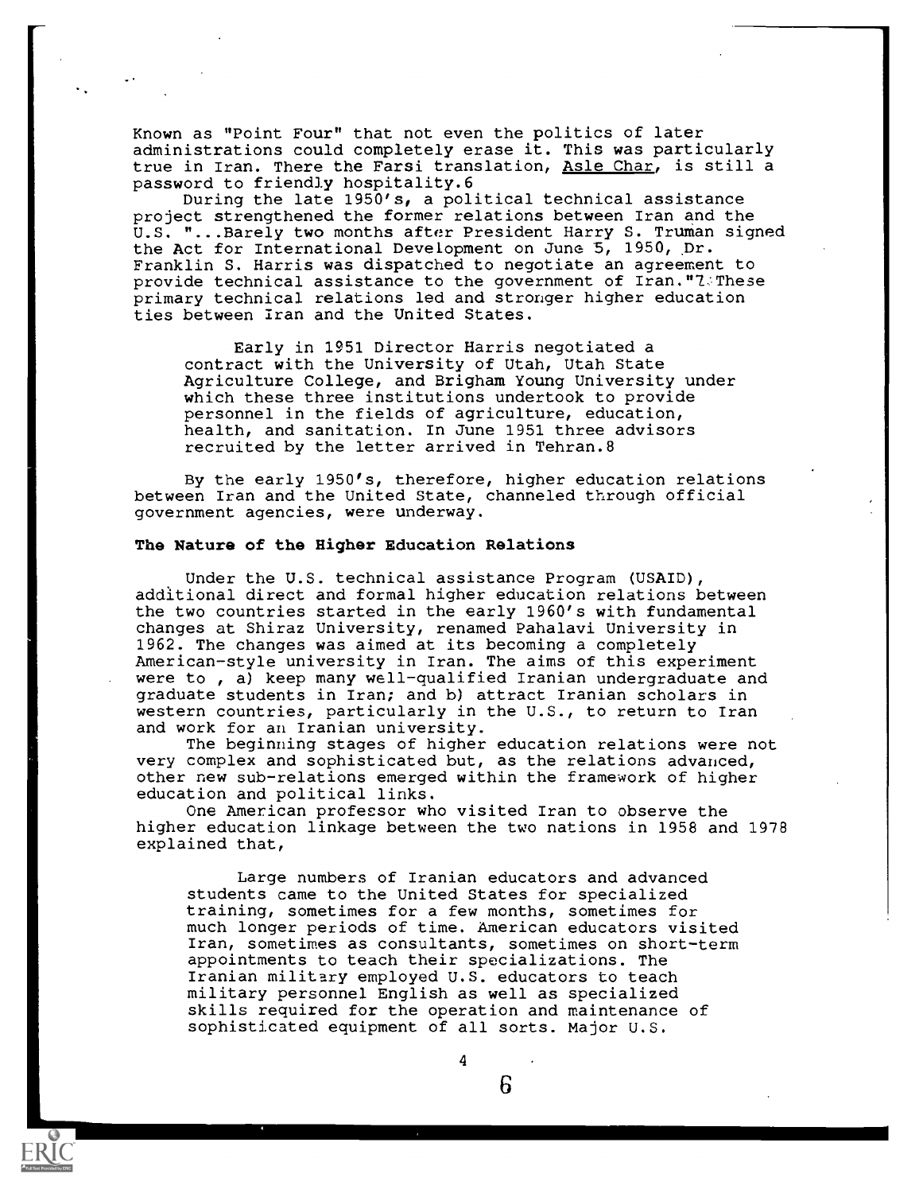Known as "Point Four" that not even the politics of later administrations could completely erase it. This was particularly true in Iran. There the Farsi translation, Asle Char, is still a password to friendly hospitality.6

During the late 1950's, a political technical assistance project strengthened the former relations between Iran and the U.S. "...Barely two months after President Harry S. Truman signed the Act for International Development on June 5, 1950, Dr. Franklin S. Harris was dispatched to negotiate an agreement to provide technical assistance to the government of Iran."7 These primary technical relations led and stronger higher education ties between Iran and the United States.

> Early in 1951 Director Harris negotiated a contract with the University of Utah, Utah State Agriculture College, and Brigham Young University under which these three institutions undertook to provide personnel in the fields of agriculture, education, health, and sanitation. In June 1951 three advisors recruited by the letter arrived in Tehran.8

By the early 1950's, therefore, higher education relations between Iran and the United State, channeled through official government agencies, were underway.

### The Nature of the Higher Education Relations

Under the U.S. technical assistance Program (USAID), additional direct and formal higher education relations between the two countries started in the early 1960's with fundamental changes at Shiraz University, renamed Pahalavi University in 1962. The changes was aimed at its becoming a completely American-style university in Iran. The aims of this experiment were to , a) keep many well-qualified Iranian undergraduate and graduate students in Iran; and b) attract Iranian scholars in western countries, particularly in the U.S., to return to Iran and work for an Iranian university.

The beginning stages of higher education relations were not very complex and sophisticated but, as the relations advanced, other new sub-relations emerged within the framework of higher education and political links.

One American professor who visited Iran to observe the higher education linkage between the two nations in 1958 and 1978 explained that,

> Large numbers of Iranian educators and advanced students came to the United States for specialized training, sometimes for a few months, sometimes for much longer periods of time. American educators visited Iran, sometimes as consultants, sometimes on short-term appointments to teach their specializations. The Iranian military employed U.S. educators to teach military personnel English as well as specialized skills required for the operation and maintenance of sophisticated equipment of all sorts. Major U.S.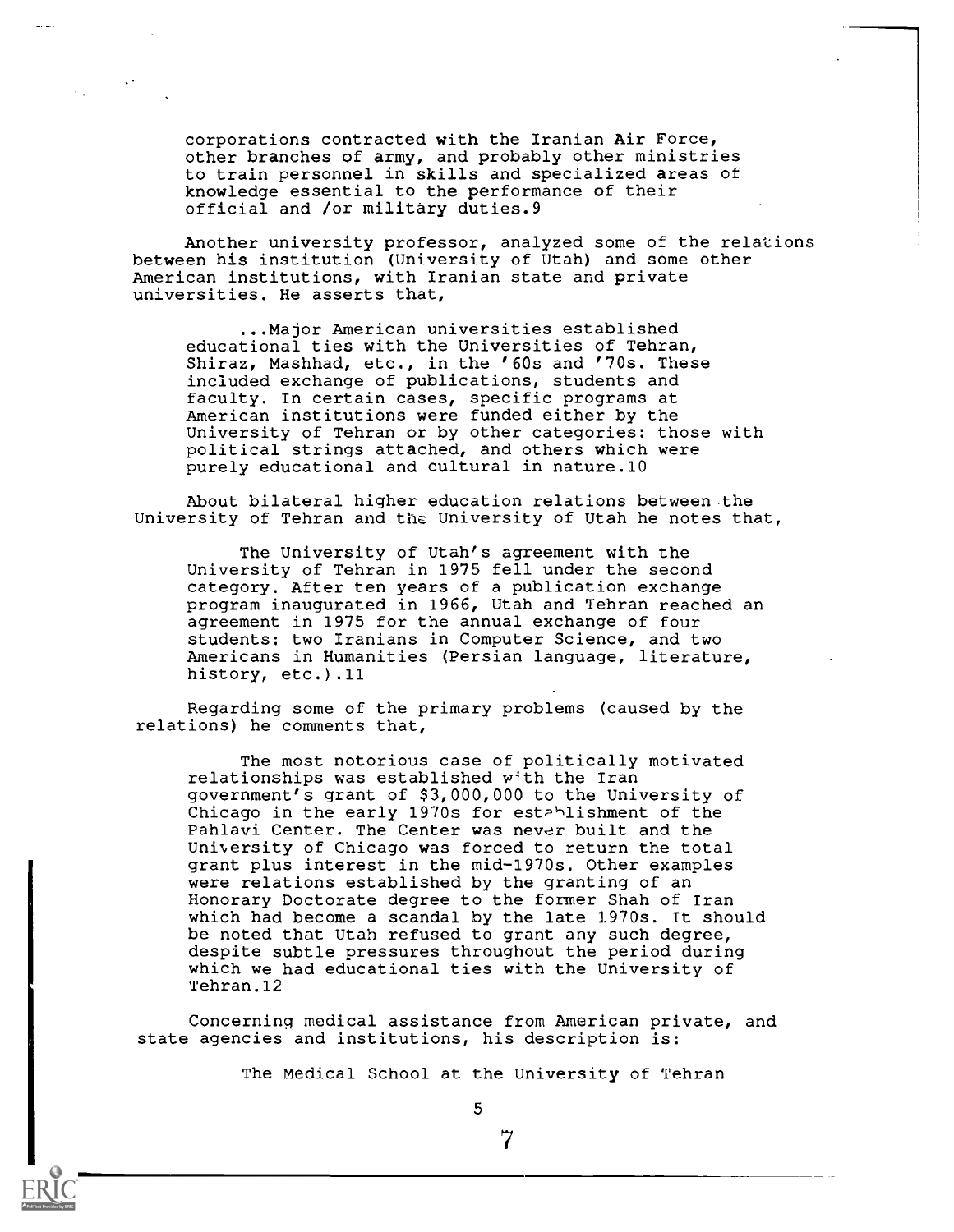> corporations contracted with the Iranian Air Force, other branches of army, and probably other ministries to train personnel in skills and specialized areas of knowledge essential to the performance of their official and /or military duties.9

Another university professor, analyzed some of the relations between his institution (University of Utah) and some other American institutions, with Iranian state and private universities. He asserts that,

> ...Major American universities established educational ties with the Universities of Tehran, Shiraz, Mashhad, etc., in the '60s and '70s. These included exchange of publications, students and faculty. In certain cases, specific programs at American institutions were funded either by the University of Tehran or by other categories: those with political strings attached, and others which were purely educational and cultural in nature.10

About bilateral higher education relations between the University of Tehran and the University of Utah he notes that,

> The University of Utah's agreement with the University of Tehran in 1975 fell under the second category. After ten years of a publication exchange program inaugurated in 1966, Utah and Tehran reached an agreement in 1975 for the annual exchange of four students: two Iranians in Computer Science, and two Americans in Humanities (Persian language, literature, history, etc.).11

Regarding some of the primary problems (caused by the relations) he comments that,

> The most notorious case of politically motivated relationships was established with the Iran government's grant of $3,000,000 to the University of Chicago in the early 1970s for establishment of the Pahlavi Center. The Center was never built and the University of Chicago was forced to return the total grant plus interest in the mid-1970s. Other examples were relations established by the granting of an Honorary Doctorate degree to the former Shah of Iran which had become a scandal by the late 1970s. It should be noted that Utah refused to grant any such degree, despite subtle pressures throughout the period during which we had educational ties with the University of Tehran.12

Concerning medical assistance from American private, and state agencies and institutions, his description is:

> The Medical School at the University of Tehran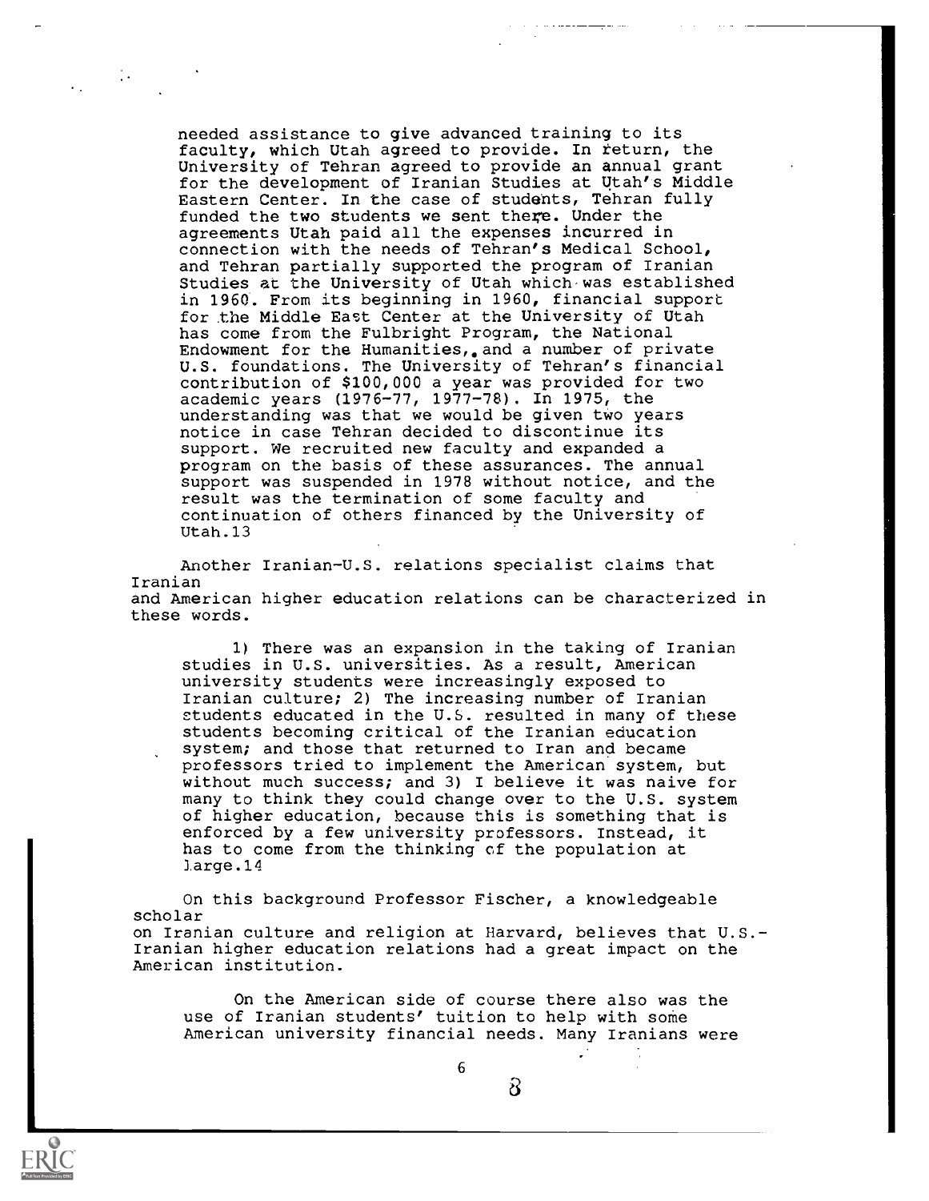needed assistance to give advanced training to its faculty, which Utah agreed to provide. In return, the University of Tehran agreed to provide an annual grant for the development of Iranian Studies at Utah's Middle Eastern Center. In the case of students, Tehran fully funded the two students we sent there. Under the agreements Utah paid all the expenses incurred in connection with the needs of Tehran's Medical School, and Tehran partially supported the program of Iranian Studies at the University of Utah which was established in 1960. From its beginning in 1960, financial support for the Middle East Center at the University of Utah has come from the Fulbright Program, the National Endowment for the Humanities, and a number of private U.S. foundations. The University of Tehran's financial contribution of $100,000 a year was provided for two academic years (1976-77, 1977-78). In 1975, the understanding was that we would be given two years notice in case Tehran decided to discontinue its support. We recruited new faculty and expanded a program on the basis of these assurances. The annual support was suspended in 1978 without notice, and the result was the termination of some faculty and continuation of others financed by the University of Utah.13

Another Iranian-U.S. relations specialist claims that Iranian and American higher education relations can be characterized in these words.

> 1) There was an expansion in the taking of Iranian studies in U.S. universities. As a result, American university students were increasingly exposed to Iranian culture; 2) The increasing number of Iranian students educated in the U.S. resulted in many of these students becoming critical of the Iranian education system; and those that returned to Iran and became professors tried to implement the American system, but without much success; and 3) I believe it was naive for many to think they could change over to the U.S. system of higher education, because this is something that is enforced by a few university professors. Instead, it has to come from the thinking of the population at large.14

On this background Professor Fischer, a knowledgeable scholar on Iranian culture and religion at Harvard, believes that U.S.-Iranian higher education relations had a great impact on the American institution.

> On the American side of course there also was the use of Iranian students' tuition to help with some American university financial needs. Many Iranians were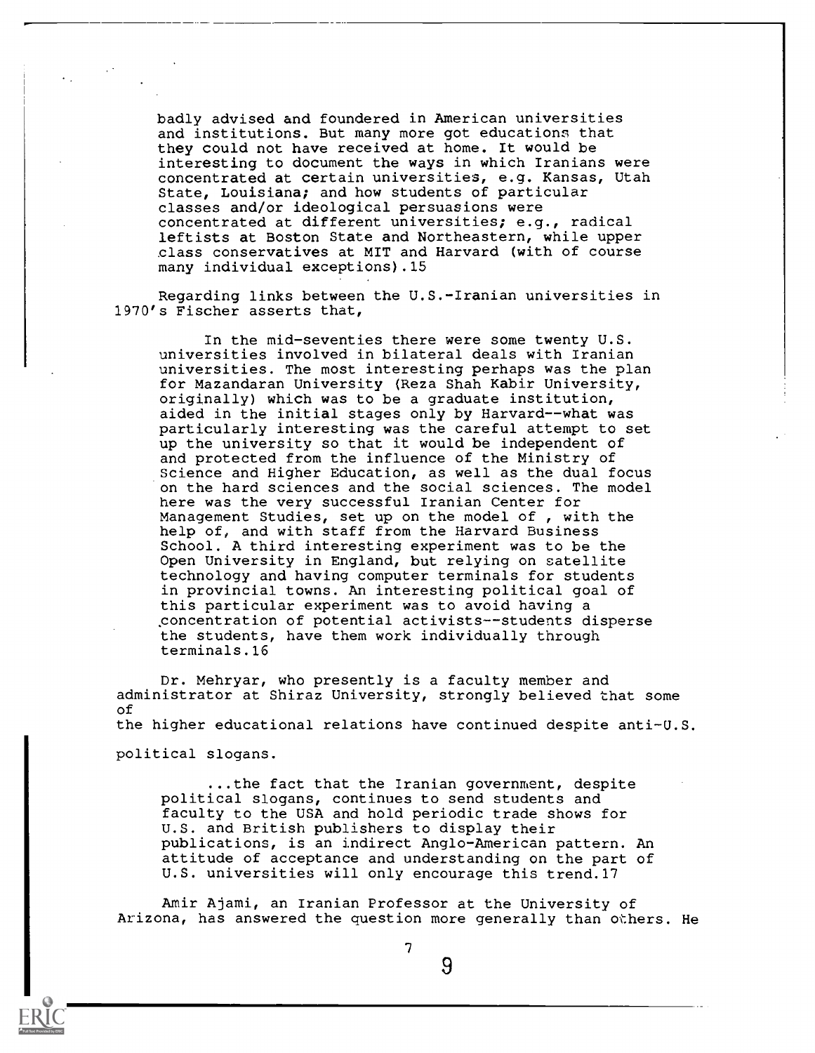> badly advised and foundered in American universities and institutions. But many more got educations that they could not have received at home. It would be interesting to document the ways in which Iranians were concentrated at certain universities, e.g. Kansas, Utah State, Louisiana; and how students of particular classes and/or ideological persuasions were concentrated at different universities; e.g., radical leftists at Boston State and Northeastern, while upper class conservatives at MIT and Harvard (with of course many individual exceptions).15

Regarding links between the U.S.-Iranian universities in 1970's Fischer asserts that,

> In the mid-seventies there were some twenty U.S. universities involved in bilateral deals with Iranian universities. The most interesting perhaps was the plan for Mazandaran University (Reza Shah Kabir University, originally) which was to be a graduate institution, aided in the initial stages only by Harvard--what was particularly interesting was the careful attempt to set up the university so that it would be independent of and protected from the influence of the Ministry of Science and Higher Education, as well as the dual focus on the hard sciences and the social sciences. The model here was the very successful Iranian Center for Management Studies, set up on the model of , with the help of, and with staff from the Harvard Business School. A third interesting experiment was to be the Open University in England, but relying on satellite technology and having computer terminals for students in provincial towns. An interesting political goal of this particular experiment was to avoid having a concentration of potential activists--students disperse the students, have them work individually through terminals.16

Dr. Mehryar, who presently is a faculty member and administrator at Shiraz University, strongly believed that some of the higher educational relations have continued despite anti-U.S. political slogans.

> ...the fact that the Iranian government, despite political slogans, continues to send students and faculty to the USA and hold periodic trade shows for U.S. and British publishers to display their publications, is an indirect Anglo-American pattern. An attitude of acceptance and understanding on the part of U.S. universities will only encourage this trend.17

Amir Ajami, an Iranian Professor at the University of Arizona, has answered the question more generally than others. He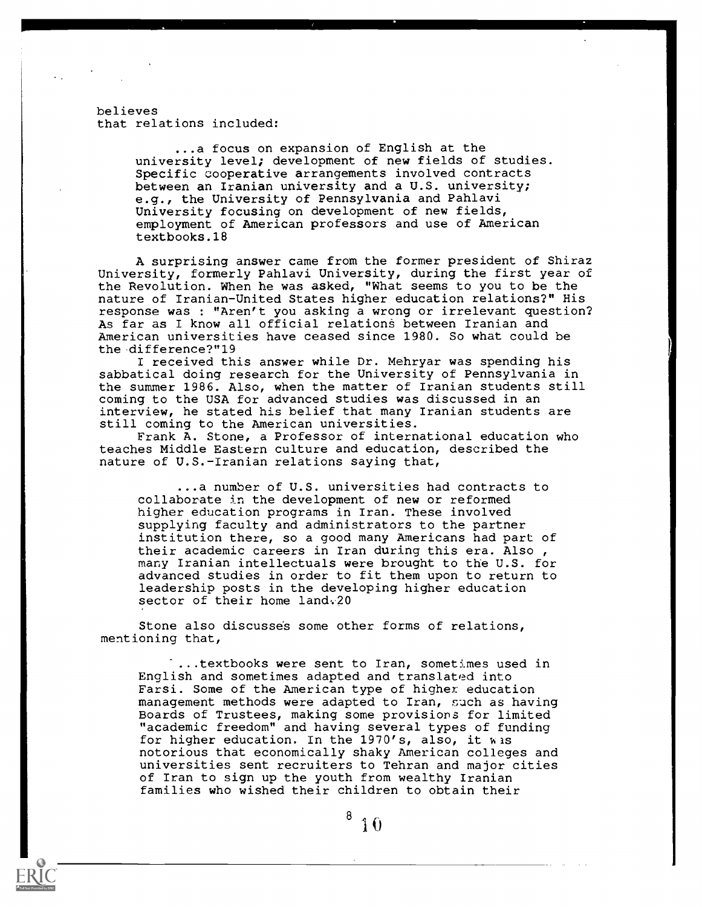believes
that relations included:

> ...a focus on expansion of English at the university level; development of new fields of studies. Specific cooperative arrangements involved contracts between an Iranian university and a U.S. university; e.g., the University of Pennsylvania and Pahlavi University focusing on development of new fields, employment of American professors and use of American textbooks.18

A surprising answer came from the former president of Shiraz University, formerly Pahlavi University, during the first year of the Revolution. When he was asked, "What seems to you to be the nature of Iranian-United States higher education relations?" His response was : "Aren't you asking a wrong or irrelevant question? As far as I know all official relations between Iranian and American universities have ceased since 1980. So what could be the difference?"19

I received this answer while Dr. Mehryar was spending his sabbatical doing research for the University of Pennsylvania in the summer 1986. Also, when the matter of Iranian students still coming to the USA for advanced studies was discussed in an interview, he stated his belief that many Iranian students are still coming to the American universities.

Frank A. Stone, a Professor of international education who teaches Middle Eastern culture and education, described the nature of U.S.-Iranian relations saying that,

> ...a number of U.S. universities had contracts to collaborate in the development of new or reformed higher education programs in Iran. These involved supplying faculty and administrators to the partner institution there, so a good many Americans had part of their academic careers in Iran during this era. Also , many Iranian intellectuals were brought to the U.S. for advanced studies in order to fit them upon to return to leadership posts in the developing higher education sector of their home land.20

Stone also discusses some other forms of relations, mentioning that,

> ...textbooks were sent to Iran, sometimes used in English and sometimes adapted and translated into Farsi. Some of the American type of higher education management methods were adapted to Iran, such as having Boards of Trustees, making some provisions for limited "academic freedom" and having several types of funding for higher education. In the 1970's, also, it was notorious that economically shaky American colleges and universities sent recruiters to Tehran and major cities of Iran to sign up the youth from wealthy Iranian families who wished their children to obtain their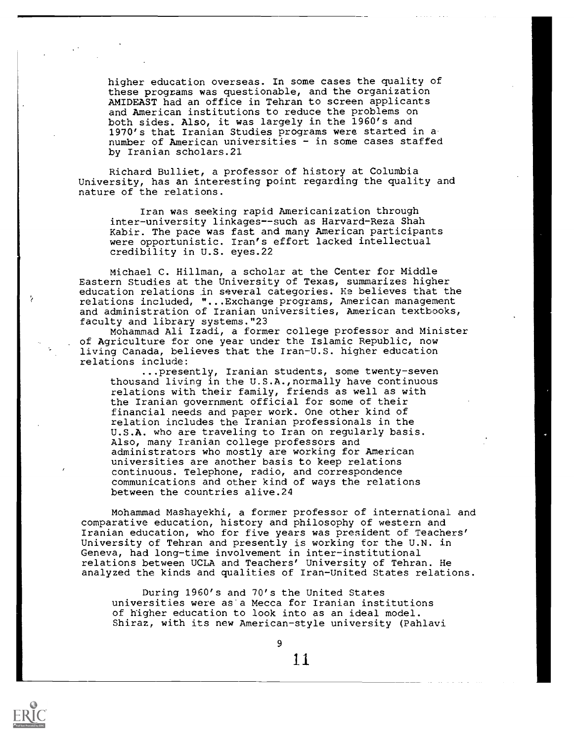higher education overseas. In some cases the quality of these programs was questionable, and the organization AMIDEAST had an office in Tehran to screen applicants and American institutions to reduce the problems on both sides. Also, it was largely in the 1960's and 1970's that Iranian Studies programs were started in a number of American universities - in some cases staffed by Iranian scholars.21

Richard Bulliet, a professor of history at Columbia University, has an interesting point regarding the quality and nature of the relations.

> Iran was seeking rapid Americanization through inter-university linkages--such as Harvard-Reza Shah Kabir. The pace was fast and many American participants were opportunistic. Iran's effort lacked intellectual credibility in U.S. eyes.22

Michael C. Hillman, a scholar at the Center for Middle Eastern Studies at the University of Texas, summarizes higher education relations in several categories. He believes that the relations included, "...Exchange programs, American management and administration of Iranian universities, American textbooks, faculty and library systems."23

Mohammad Ali Izadi, a former college professor and Minister of Agriculture for one year under the Islamic Republic, now living Canada, believes that the Iran-U.S. higher education relations include:

> ...presently, Iranian students, some twenty-seven thousand living in the U.S.A.,normally have continuous relations with their family, friends as well as with the Iranian government official for some of their financial needs and paper work. One other kind of relation includes the Iranian professionals in the U.S.A. who are traveling to Iran on regularly basis. Also, many Iranian college professors and administrators who mostly are working for American universities are another basis to keep relations continuous. Telephone, radio, and correspondence communications and other kind of ways the relations between the countries alive.24

Mohammad Mashayekhi, a former professor of international and comparative education, history and philosophy of western and Iranian education, who for five years was president of Teachers' University of Tehran and presently is working for the U.N. in Geneva, had long-time involvement in inter-institutional relations between UCLA and Teachers' University of Tehran. He analyzed the kinds and qualities of Iran-United States relations.

> During 1960's and 70's the United States universities were as a Mecca for Iranian institutions of higher education to look into as an ideal model. Shiraz, with its new American-style university (Pahlavi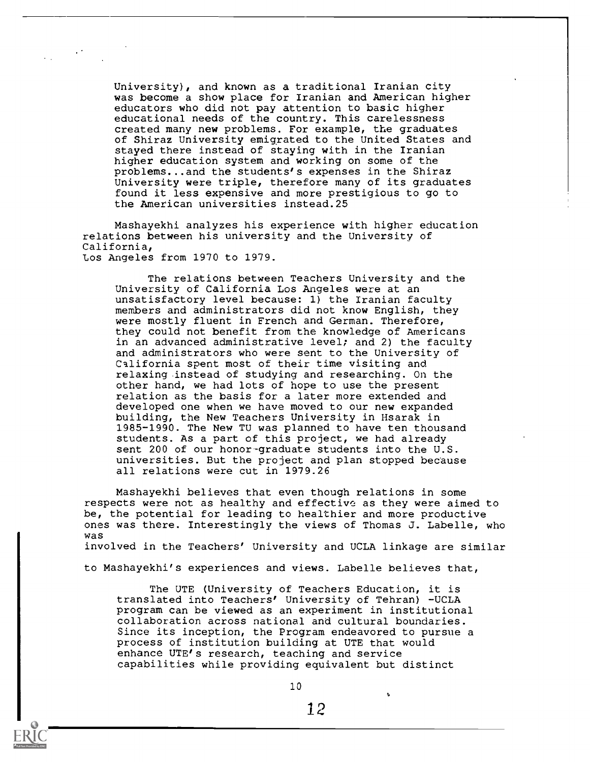> University), and known as a traditional Iranian city was become a show place for Iranian and American higher educators who did not pay attention to basic higher educational needs of the country. This carelessness created many new problems. For example, the graduates of Shiraz University emigrated to the United States and stayed there instead of staying with in the Iranian higher education system and working on some of the problems...and the students's expenses in the Shiraz University were triple, therefore many of its graduates found it less expensive and more prestigious to go to the American universities instead.25

Mashayekhi analyzes his experience with higher education relations between his university and the University of California, Los Angeles from 1970 to 1979.

> The relations between Teachers University and the University of California Los Angeles were at an unsatisfactory level because: 1) the Iranian faculty members and administrators did not know English, they were mostly fluent in French and German. Therefore, they could not benefit from the knowledge of Americans in an advanced administrative level; and 2) the faculty and administrators who were sent to the University of California spent most of their time visiting and relaxing instead of studying and researching. On the other hand, we had lots of hope to use the present relation as the basis for a later more extended and developed one when we have moved to our new expanded building, the New Teachers University in Hsarak in 1985-1990. The New TU was planned to have ten thousand students. As a part of this project, we had already sent 200 of our honor-graduate students into the U.S. universities. But the project and plan stopped because all relations were cut in 1979.26

Mashayekhi believes that even though relations in some respects were not as healthy and effective as they were aimed to be, the potential for leading to healthier and more productive ones was there. Interestingly the views of Thomas J. Labelle, who was involved in the Teachers' University and UCLA linkage are similar to Mashayekhi's experiences and views. Labelle believes that,

> The UTE (University of Teachers Education, it is translated into Teachers' University of Tehran) -UCLA program can be viewed as an experiment in institutional collaboration across national and cultural boundaries. Since its inception, the Program endeavored to pursue a process of institution building at UTE that would enhance UTE's research, teaching and service capabilities while providing equivalent but distinct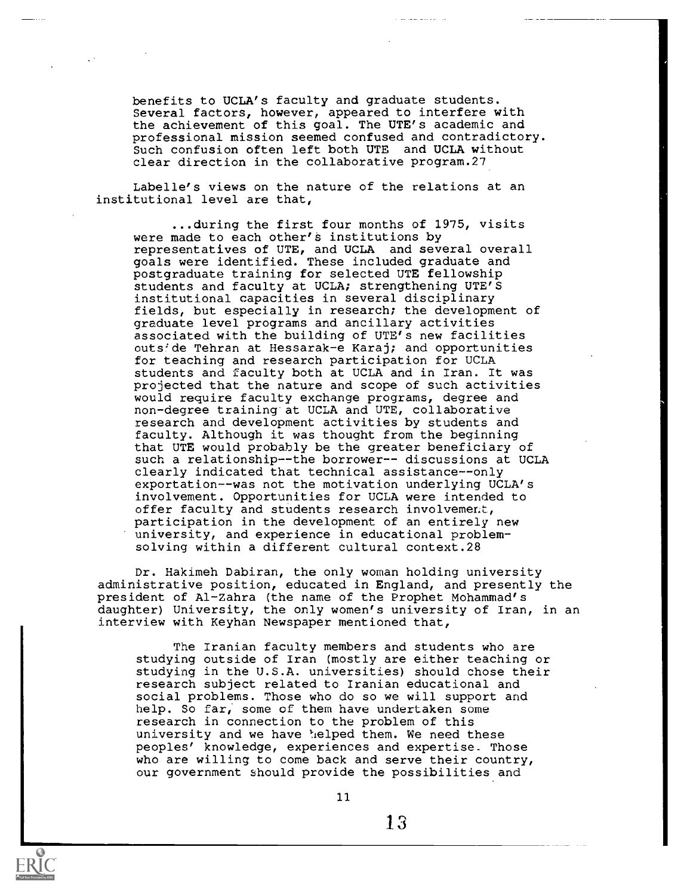benefits to UCLA's faculty and graduate students. Several factors, however, appeared to interfere with the achievement of this goal. The UTE's academic and professional mission seemed confused and contradictory. Such confusion often left both UTE and UCLA without clear direction in the collaborative program.27

Labelle's views on the nature of the relations at an institutional level are that,

> ...during the first four months of 1975, visits were made to each other's institutions by representatives of UTE, and UCLA and several overall goals were identified. These included graduate and postgraduate training for selected UTE fellowship students and faculty at UCLA; strengthening UTE'S institutional capacities in several disciplinary fields, but especially in research; the development of graduate level programs and ancillary activities associated with the building of UTE's new facilities outside Tehran at Hessarak-e Karaj; and opportunities for teaching and research participation for UCLA students and faculty both at UCLA and in Iran. It was projected that the nature and scope of such activities would require faculty exchange programs, degree and non-degree training at UCLA and UTE, collaborative research and development activities by students and faculty. Although it was thought from the beginning that UTE would probably be the greater beneficiary of such a relationship--the borrower-- discussions at UCLA clearly indicated that technical assistance--only exportation--was not the motivation underlying UCLA's involvement. Opportunities for UCLA were intended to offer faculty and students research involvement, participation in the development of an entirely new university, and experience in educational problem-solving within a different cultural context.28

Dr. Hakimeh Dabiran, the only woman holding university administrative position, educated in England, and presently the president of Al-Zahra (the name of the Prophet Mohammad's daughter) University, the only women's university of Iran, in an interview with Keyhan Newspaper mentioned that,

> The Iranian faculty members and students who are studying outside of Iran (mostly are either teaching or studying in the U.S.A. universities) should chose their research subject related to Iranian educational and social problems. Those who do so we will support and help. So far, some of them have undertaken some research in connection to the problem of this university and we have helped them. We need these peoples' knowledge, experiences and expertise. Those who are willing to come back and serve their country, our government should provide the possibilities and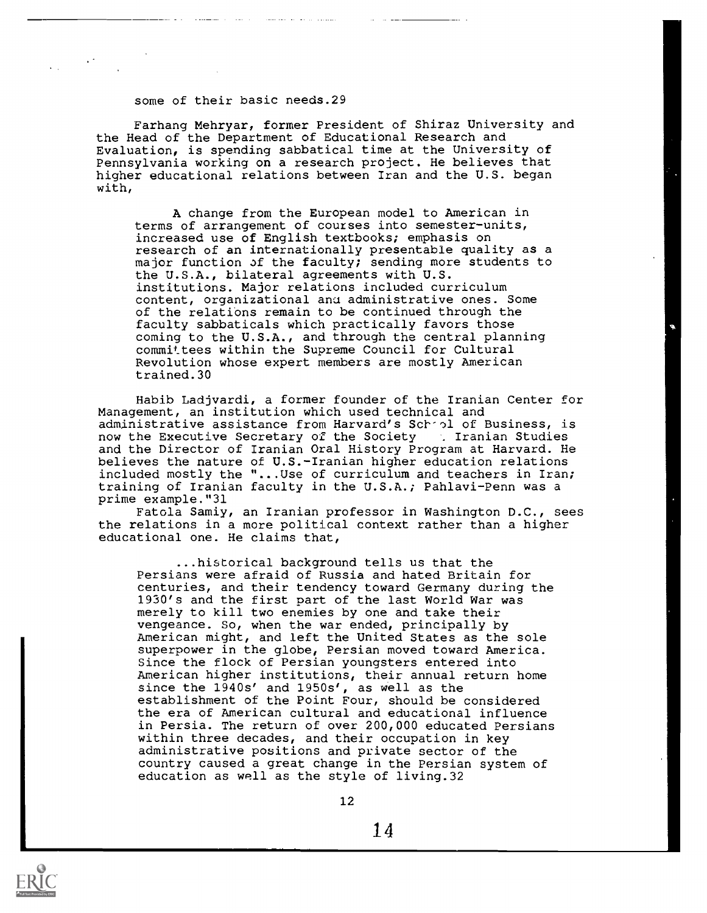some of their basic needs.29

Farhang Mehryar, former President of Shiraz University and the Head of the Department of Educational Research and Evaluation, is spending sabbatical time at the University of Pennsylvania working on a research project. He believes that higher educational relations between Iran and the U.S. began with,

> A change from the European model to American in terms of arrangement of courses into semester-units, increased use of English textbooks; emphasis on research of an internationally presentable quality as a major function of the faculty; sending more students to the U.S.A., bilateral agreements with U.S. institutions. Major relations included curriculum content, organizational and administrative ones. Some of the relations remain to be continued through the faculty sabbaticals which practically favors those coming to the U.S.A., and through the central planning committees within the Supreme Council for Cultural Revolution whose expert members are mostly American trained.30

Habib Ladjvardi, a former founder of the Iranian Center for Management, an institution which used technical and administrative assistance from Harvard's School of Business, is now the Executive Secretary of the Society . Iranian Studies and the Director of Iranian Oral History Program at Harvard. He believes the nature of U.S.-Iranian higher education relations included mostly the "...Use of curriculum and teachers in Iran; training of Iranian faculty in the U.S.A.; Pahlavi-Penn was a prime example."31

Fatola Samiy, an Iranian professor in Washington D.C., sees the relations in a more political context rather than a higher educational one. He claims that,

> ...historical background tells us that the Persians were afraid of Russia and hated Britain for centuries, and their tendency toward Germany during the 1930's and the first part of the last World War was merely to kill two enemies by one and take their vengeance. So, when the war ended, principally by American might, and left the United States as the sole superpower in the globe, Persian moved toward America. Since the flock of Persian youngsters entered into American higher institutions, their annual return home since the 1940s' and 1950s', as well as the establishment of the Point Four, should be considered the era of American cultural and educational influence in Persia. The return of over 200,000 educated Persians within three decades, and their occupation in key administrative positions and private sector of the country caused a great change in the Persian system of education as well as the style of living.32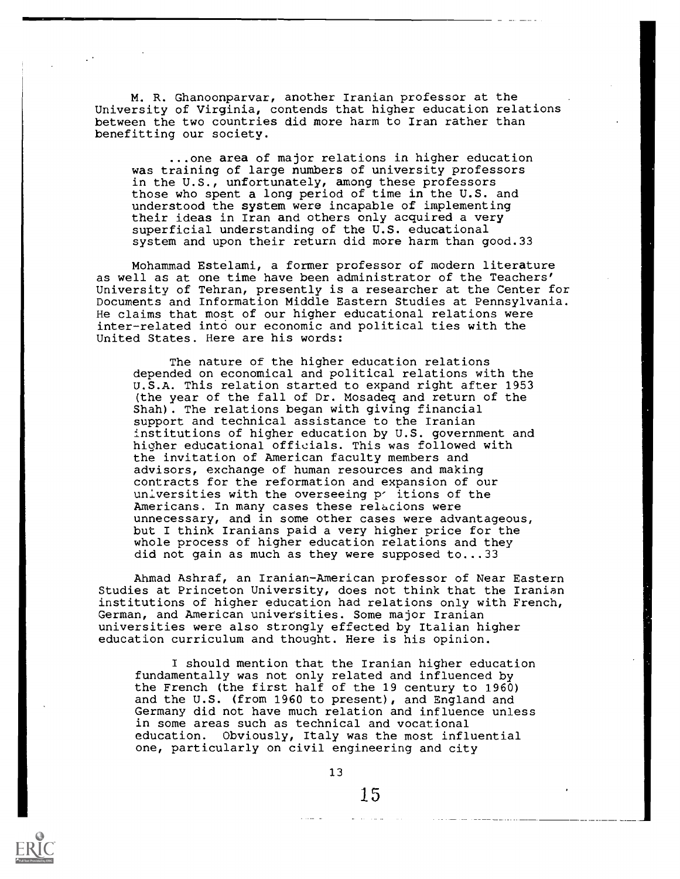M. R. Ghanoonparvar, another Iranian professor at the University of Virginia, contends that higher education relations between the two countries did more harm to Iran rather than benefitting our society.

> ...one area of major relations in higher education was training of large numbers of university professors in the U.S., unfortunately, among these professors those who spent a long period of time in the U.S. and understood the system were incapable of implementing their ideas in Iran and others only acquired a very superficial understanding of the U.S. educational system and upon their return did more harm than good.33

Mohammad Estelami, a former professor of modern literature as well as at one time have been administrator of the Teachers' University of Tehran, presently is a researcher at the Center for Documents and Information Middle Eastern Studies at Pennsylvania. He claims that most of our higher educational relations were inter-related into our economic and political ties with the United States. Here are his words:

> The nature of the higher education relations depended on economical and political relations with the U.S.A. This relation started to expand right after 1953 (the year of the fall of Dr. Mosadeq and return of the Shah). The relations began with giving financial support and technical assistance to the Iranian institutions of higher education by U.S. government and higher educational officials. This was followed with the invitation of American faculty members and advisors, exchange of human resources and making contracts for the reformation and expansion of our universities with the overseeing p' itions of the Americans. In many cases these relations were unnecessary, and in some other cases were advantageous, but I think Iranians paid a very higher price for the whole process of higher education relations and they did not gain as much as they were supposed to...33

Ahmad Ashraf, an Iranian-American professor of Near Eastern Studies at Princeton University, does not think that the Iranian institutions of higher education had relations only with French, German, and American universities. Some major Iranian universities were also strongly effected by Italian higher education curriculum and thought. Here is his opinion.

> I should mention that the Iranian higher education fundamentally was not only related and influenced by the French (the first half of the 19 century to 1960) and the U.S. (from 1960 to present), and England and Germany did not have much relation and influence unless in some areas such as technical and vocational education. Obviously, Italy was the most influential one, particularly on civil engineering and city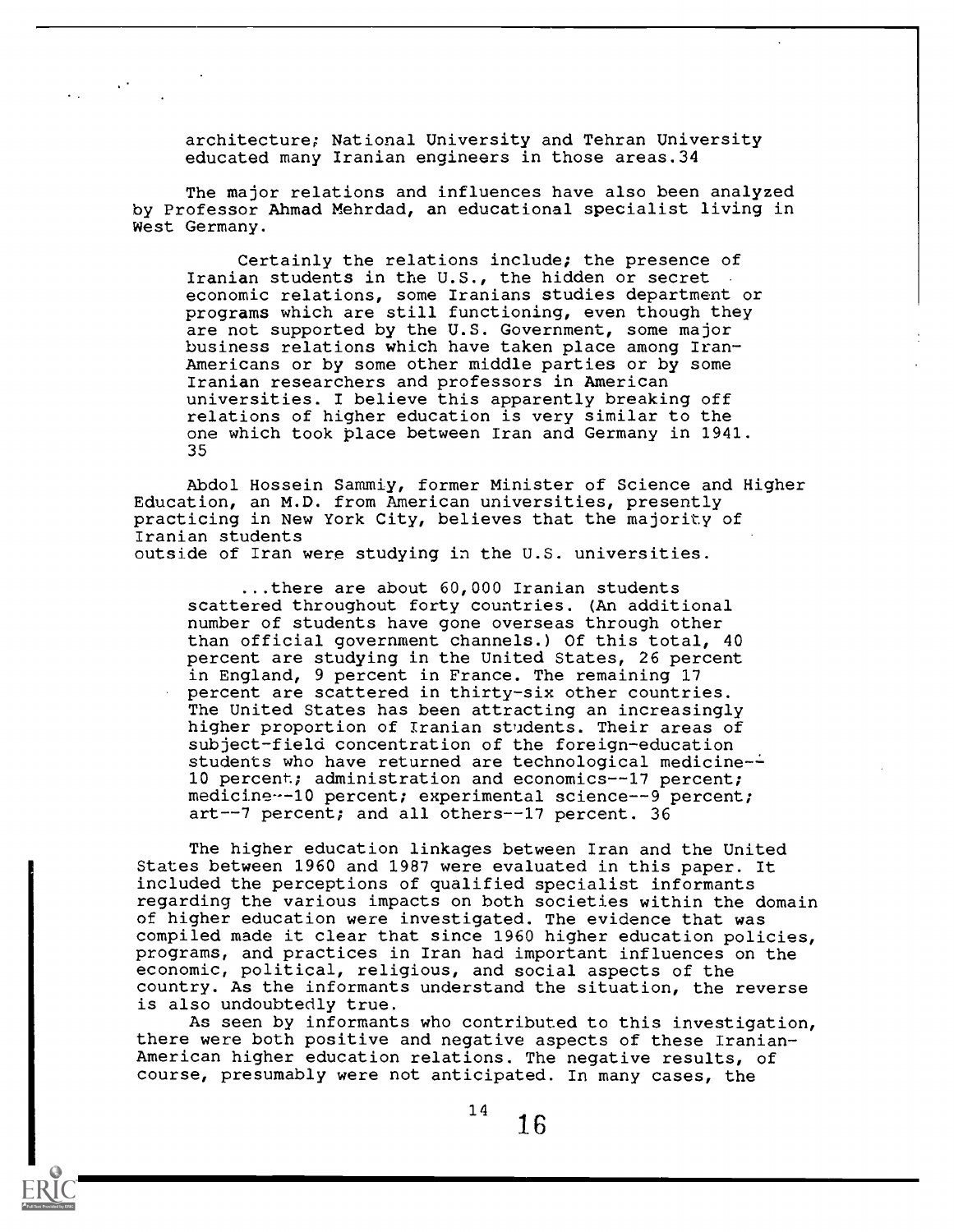architecture; National University and Tehran University educated many Iranian engineers in those areas.34

The major relations and influences have also been analyzed by Professor Ahmad Mehrdad, an educational specialist living in West Germany.

> Certainly the relations include; the presence of Iranian students in the U.S., the hidden or secret economic relations, some Iranians studies department or programs which are still functioning, even though they are not supported by the U.S. Government, some major business relations which have taken place among Iran-Americans or by some other middle parties or by some Iranian researchers and professors in American universities. I believe this apparently breaking off relations of higher education is very similar to the one which took place between Iran and Germany in 1941. 35

Abdol Hossein Sammiy, former Minister of Science and Higher Education, an M.D. from American universities, presently practicing in New York City, believes that the majority of Iranian students outside of Iran were studying in the U.S. universities.

> ...there are about 60,000 Iranian students scattered throughout forty countries. (An additional number of students have gone overseas through other than official government channels.) Of this total, 40 percent are studying in the United States, 26 percent in England, 9 percent in France. The remaining 17 percent are scattered in thirty-six other countries. The United States has been attracting an increasingly higher proportion of Iranian students. Their areas of subject-field concentration of the foreign-education students who have returned are technological medicine--10 percent; administration and economics--17 percent; medicine--10 percent; experimental science--9 percent; art--7 percent; and all others--17 percent. 36

The higher education linkages between Iran and the United States between 1960 and 1987 were evaluated in this paper. It included the perceptions of qualified specialist informants regarding the various impacts on both societies within the domain of higher education were investigated. The evidence that was compiled made it clear that since 1960 higher education policies, programs, and practices in Iran had important influences on the economic, political, religious, and social aspects of the country. As the informants understand the situation, the reverse is also undoubtedly true.

As seen by informants who contributed to this investigation, there were both positive and negative aspects of these Iranian-American higher education relations. The negative results, of course, presumably were not anticipated. In many cases, the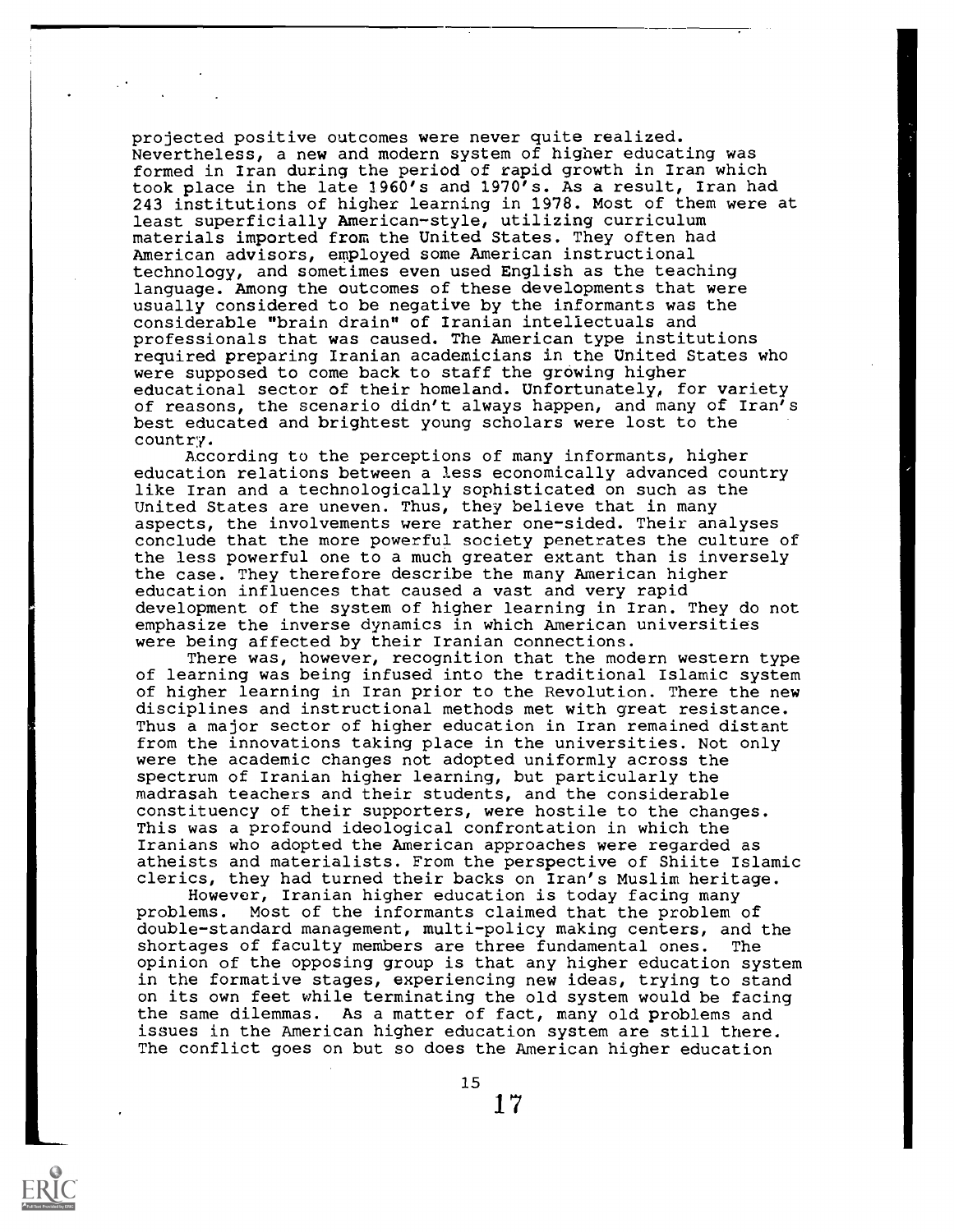projected positive outcomes were never quite realized. Nevertheless, a new and modern system of higher educating was formed in Iran during the period of rapid growth in Iran which took place in the late 1960's and 1970's. As a result, Iran had 243 institutions of higher learning in 1978. Most of them were at least superficially American-style, utilizing curriculum materials imported from the United States. They often had American advisors, employed some American instructional technology, and sometimes even used English as the teaching language. Among the outcomes of these developments that were usually considered to be negative by the informants was the considerable "brain drain" of Iranian intellectuals and professionals that was caused. The American type institutions required preparing Iranian academicians in the United States who were supposed to come back to staff the growing higher educational sector of their homeland. Unfortunately, for variety of reasons, the scenario didn't always happen, and many of Iran's best educated and brightest young scholars were lost to the country.

According to the perceptions of many informants, higher education relations between a less economically advanced country like Iran and a technologically sophisticated on such as the United States are uneven. Thus, they believe that in many aspects, the involvements were rather one-sided. Their analyses conclude that the more powerful society penetrates the culture of the less powerful one to a much greater extant than is inversely the case. They therefore describe the many American higher education influences that caused a vast and very rapid development of the system of higher learning in Iran. They do not emphasize the inverse dynamics in which American universities were being affected by their Iranian connections.

There was, however, recognition that the modern western type of learning was being infused into the traditional Islamic system of higher learning in Iran prior to the Revolution. There the new disciplines and instructional methods met with great resistance. Thus a major sector of higher education in Iran remained distant from the innovations taking place in the universities. Not only were the academic changes not adopted uniformly across the spectrum of Iranian higher learning, but particularly the madrasah teachers and their students, and the considerable constituency of their supporters, were hostile to the changes. This was a profound ideological confrontation in which the Iranians who adopted the American approaches were regarded as atheists and materialists. From the perspective of Shiite Islamic clerics, they had turned their backs on Iran's Muslim heritage.

However, Iranian higher education is today facing many problems. Most of the informants claimed that the problem of double-standard management, multi-policy making centers, and the shortages of faculty members are three fundamental ones. The opinion of the opposing group is that any higher education system in the formative stages, experiencing new ideas, trying to stand on its own feet while terminating the old system would be facing the same dilemmas. As a matter of fact, many old problems and issues in the American higher education system are still there. The conflict goes on but so does the American higher education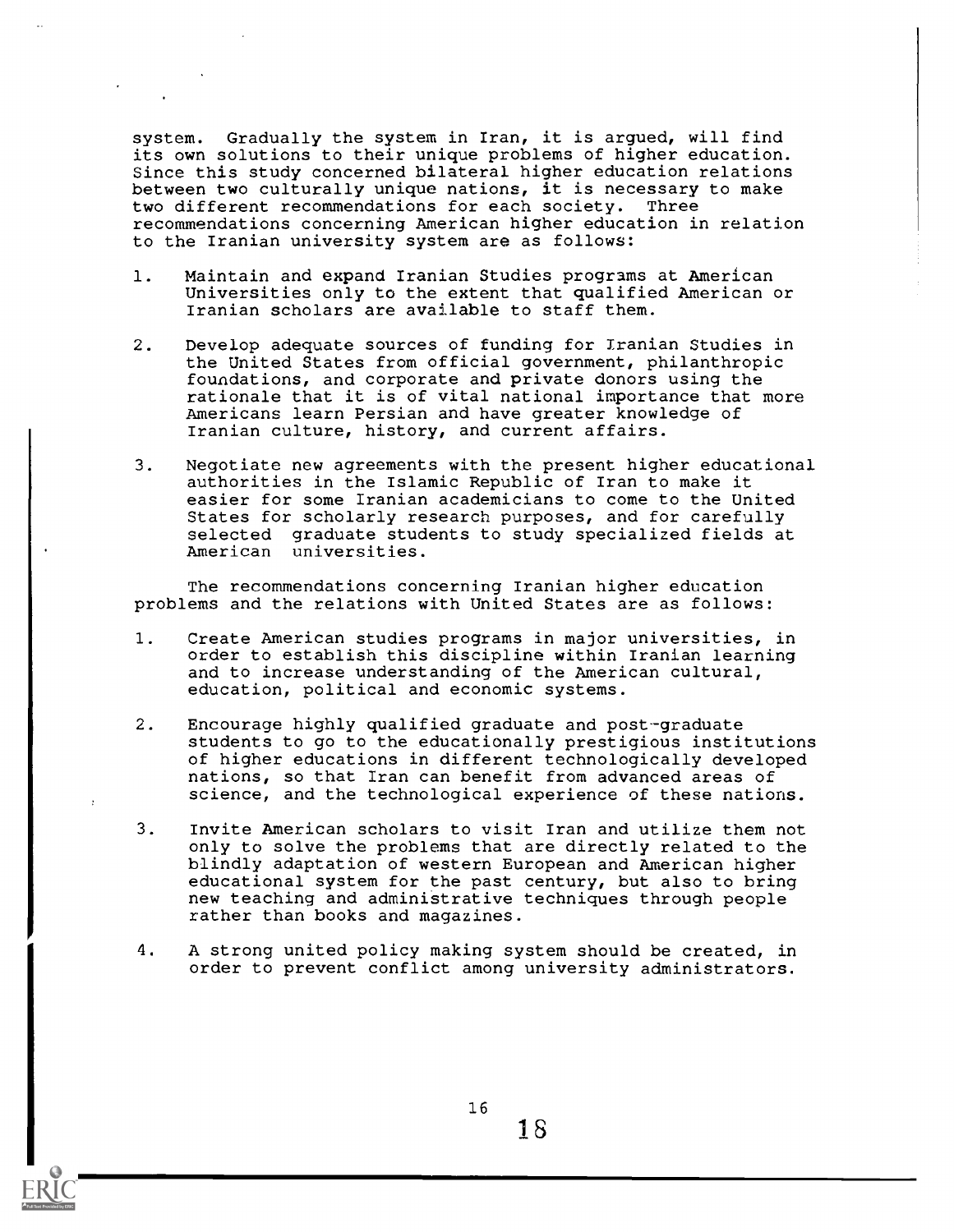system. Gradually the system in Iran, it is argued, will find its own solutions to their unique problems of higher education. Since this study concerned bilateral higher education relations between two culturally unique nations, it is necessary to make two different recommendations for each society. Three recommendations concerning American higher education in relation to the Iranian university system are as follows:

1. Maintain and expand Iranian Studies programs at American Universities only to the extent that qualified American or Iranian scholars are available to staff them.

2. Develop adequate sources of funding for Iranian Studies in the United States from official government, philanthropic foundations, and corporate and private donors using the rationale that it is of vital national importance that more Americans learn Persian and have greater knowledge of Iranian culture, history, and current affairs.

3. Negotiate new agreements with the present higher educational authorities in the Islamic Republic of Iran to make it easier for some Iranian academicians to come to the United States for scholarly research purposes, and for carefully selected graduate students to study specialized fields at American universities.

The recommendations concerning Iranian higher education problems and the relations with United States are as follows:

1. Create American studies programs in major universities, in order to establish this discipline within Iranian learning and to increase understanding of the American cultural, education, political and economic systems.

2. Encourage highly qualified graduate and post-graduate students to go to the educationally prestigious institutions of higher educations in different technologically developed nations, so that Iran can benefit from advanced areas of science, and the technological experience of these nations.

3. Invite American scholars to visit Iran and utilize them not only to solve the problems that are directly related to the blindly adaptation of western European and American higher educational system for the past century, but also to bring new teaching and administrative techniques through people rather than books and magazines.

4. A strong united policy making system should be created, in order to prevent conflict among university administrators.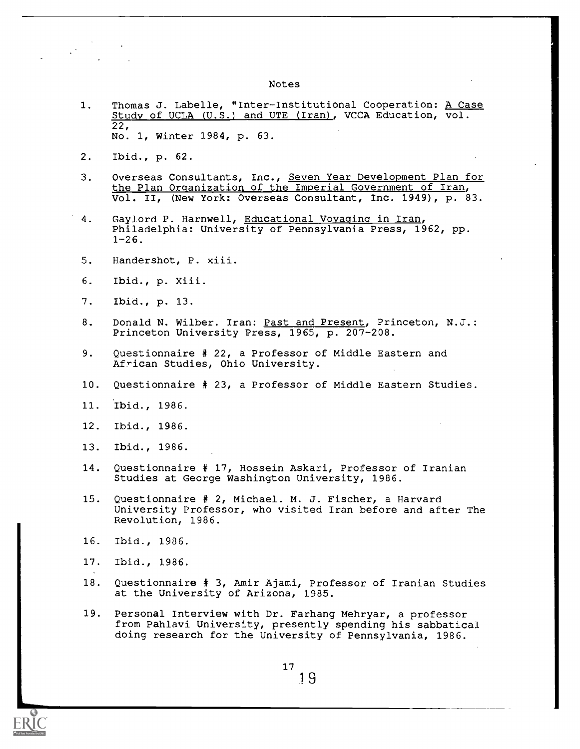# Notes

1. Thomas J. Labelle, "Inter-Institutional Cooperation: A Case Study of UCLA (U.S.) and UTE (Iran), VCCA Education, vol. 22, No. 1, Winter 1984, p. 63.

2. Ibid., p. 62.

3. Overseas Consultants, Inc., Seven Year Development Plan for the Plan Organization of the Imperial Government of Iran, Vol. II, (New York: Overseas Consultant, Inc. 1949), p. 83.

4. Gaylord P. Harnwell, Educational Voyaging in Iran, Philadelphia: University of Pennsylvania Press, 1962, pp. 1-26.

5. Handershot, P. xiii.

6. Ibid., p. Xiii.

7. Ibid., p. 13.

8. Donald N. Wilber. Iran: Past and Present, Princeton, N.J.: Princeton University Press, 1965, p. 207-208.

9. Questionnaire # 22, a Professor of Middle Eastern and African Studies, Ohio University.

10. Questionnaire # 23, a Professor of Middle Eastern Studies.

11. Ibid., 1986.

12. Ibid., 1986.

13. Ibid., 1986.

14. Questionnaire # 17, Hossein Askari, Professor of Iranian Studies at George Washington University, 1986.

15. Questionnaire # 2, Michael. M. J. Fischer, a Harvard University Professor, who visited Iran before and after The Revolution, 1986.

16. Ibid., 1986.

17. Ibid., 1986.

18. Questionnaire # 3, Amir Ajami, Professor of Iranian Studies at the University of Arizona, 1985.

19. Personal Interview with Dr. Farhang Mehryar, a professor from Pahlavi University, presently spending his sabbatical doing research for the University of Pennsylvania, 1986.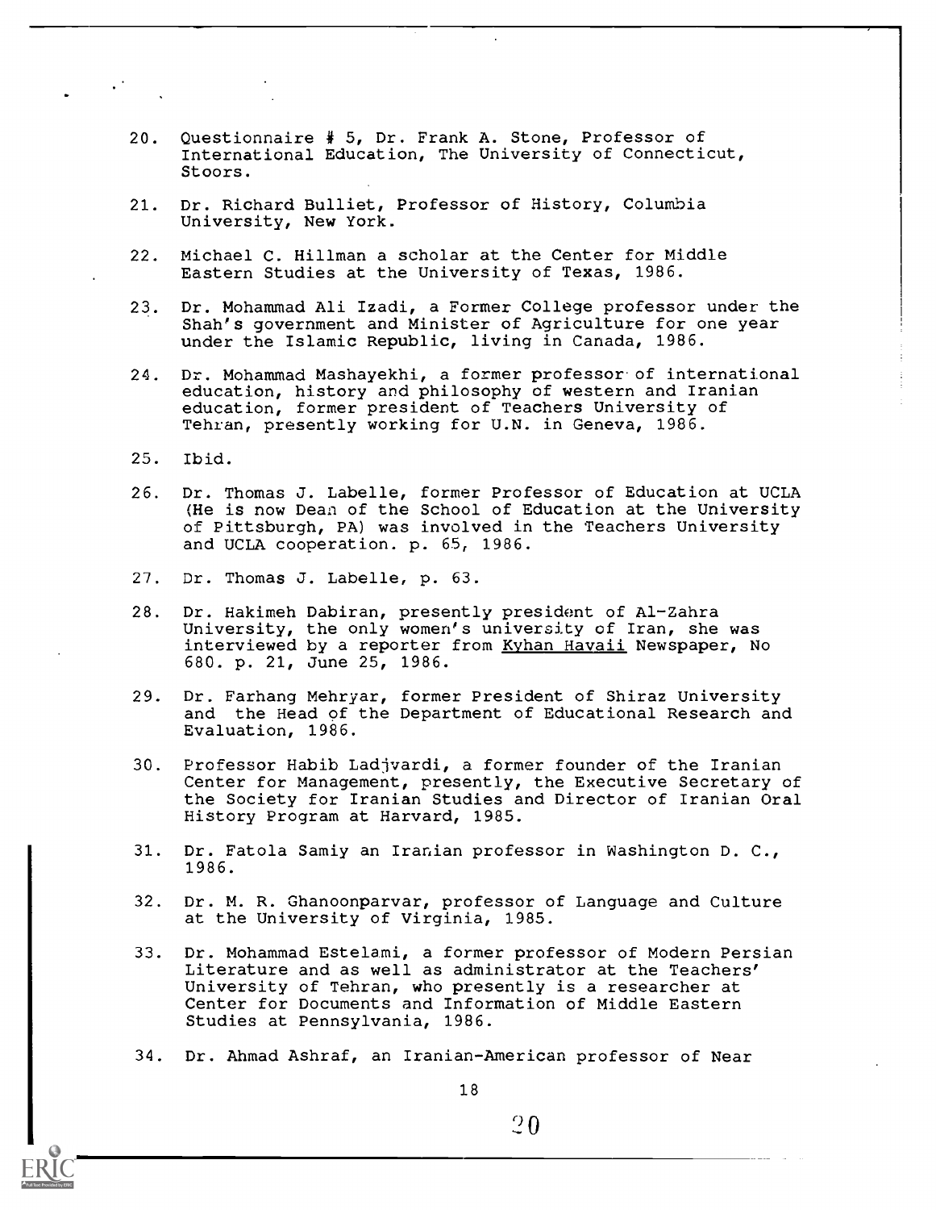20. Questionnaire # 5, Dr. Frank A. Stone, Professor of International Education, The University of Connecticut, Stoors.

21. Dr. Richard Bulliet, Professor of History, Columbia University, New York.

22. Michael C. Hillman a scholar at the Center for Middle Eastern Studies at the University of Texas, 1986.

23. Dr. Mohammad Ali Izadi, a Former College professor under the Shah's government and Minister of Agriculture for one year under the Islamic Republic, living in Canada, 1986.

24. Dr. Mohammad Mashayekhi, a former professor of international education, history and philosophy of western and Iranian education, former president of Teachers University of Tehran, presently working for U.N. in Geneva, 1986.

25. Ibid.

26. Dr. Thomas J. Labelle, former Professor of Education at UCLA (He is now Dean of the School of Education at the University of Pittsburgh, PA) was involved in the Teachers University and UCLA cooperation. p. 65, 1986.

27. Dr. Thomas J. Labelle, p. 63.

28. Dr. Hakimeh Dabiran, presently president of Al-Zahra University, the only women's university of Iran, she was interviewed by a reporter from Kyhan Havaii Newspaper, No 680. p. 21, June 25, 1986.

29. Dr. Farhang Mehryar, former President of Shiraz University and the Head of the Department of Educational Research and Evaluation, 1986.

30. Professor Habib Ladjvardi, a former founder of the Iranian Center for Management, presently, the Executive Secretary of the Society for Iranian Studies and Director of Iranian Oral History Program at Harvard, 1985.

31. Dr. Fatola Samiy an Iranian professor in Washington D. C., 1986.

32. Dr. M. R. Ghanoonparvar, professor of Language and Culture at the University of Virginia, 1985.

33. Dr. Mohammad Estelami, a former professor of Modern Persian Literature and as well as administrator at the Teachers' University of Tehran, who presently is a researcher at Center for Documents and Information of Middle Eastern Studies at Pennsylvania, 1986.

34. Dr. Ahmad Ashraf, an Iranian-American professor of Near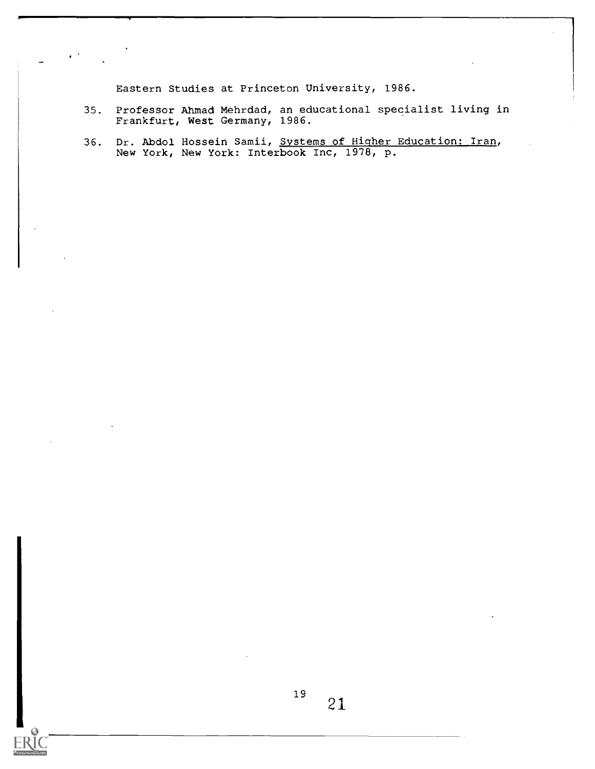Eastern Studies at Princeton University, 1986.

35. Professor Ahmad Mehrdad, an educational specialist living in Frankfurt, West Germany, 1986.

36. Dr. Abdol Hossein Samii, Systems of Higher Education: Iran, New York, New York: Interbook Inc, 1978, p.